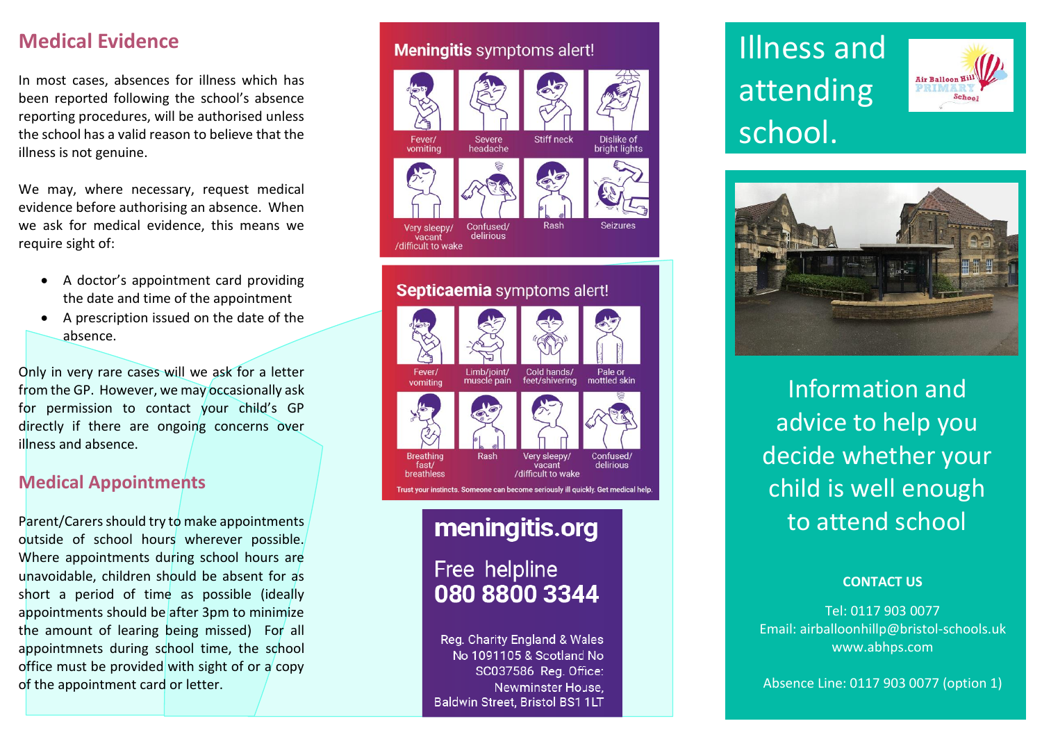## Medical Evidence

In most cases, absences for illness which has been reported following the school's absence reporting procedures, will be authorised unless the school has a valid reason to believe that the illness is not genuine.

We may, where necessary, request medical evidence before authorising an absence. When we ask for medical evidence, this means we require sight of:

- A doctor's appointment card providing the date and time of the appointment
- A prescription issued on the date of the absence.

Only in very rare cases will we ask for a letter from the GP. However, we may occasionally ask for permission to contact your child's GP directly if there are ongoing concerns over illness and absence.

## Medical Appointments

Parent/Carers should try to make appointments outside of school hours wherever possible. Where appointments during school hours are unavoidable, children should be absent for as short a period of time as possible (ideally appointments should be after 3pm to minimize the amount of learing being missed) For all appointmnets during school time, the school office must be provided with sight of or a copy of the appointment card or letter.

**Meningitis** symptoms alert!

- Fever/ vomiting
- Severe headache
- Stiff neck
- Dislike of bright lights
- Very sleepy/ vacant /difficult to wake
- Confused/ delirious
- Rash
- Seizures

**Septicaemia** symptoms alert!

- Fever/ vomiting
- Limb/joint/ muscle pain
- Cold hands/ feet/shivering
- Pale or mottled skin
- Breathing fast/ breathless
- Rash
- Very sleepy/ vacant /difficult to wake
- Confused/ delirious

Trust your instincts. Someone can become seriously ill quickly. Get medical help.

**meningitis.org**

Free helpline
**080 8800 3344**

Reg. Charity England & Wales No 1091105 & Scotland No SC037586 Reg. Office: Newminster House, Baldwin Street, Bristol BS1 1LT

# Illness and attending school.

Air Balloon Hill PRIMARY School

Information and advice to help you decide whether your child is well enough to attend school

**CONTACT US**

Tel: 0117 903 0077
Email: airballoonhillp@bristol-schools.uk
www.abhps.com

Absence Line: 0117 903 0077 (option 1)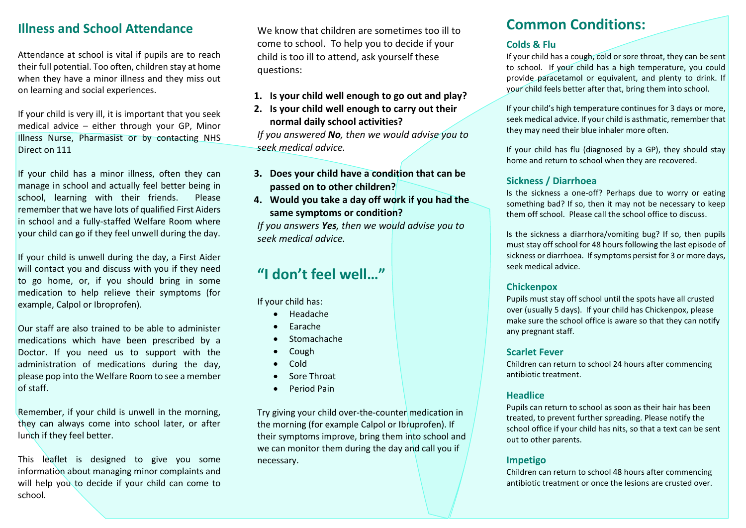## Illness and School Attendance

Attendance at school is vital if pupils are to reach their full potential. Too often, children stay at home when they have a minor illness and they miss out on learning and social experiences.

If your child is very ill, it is important that you seek medical advice – either through your GP, Minor Illness Nurse, Pharmasist or by contacting NHS Direct on 111

If your child has a minor illness, often they can manage in school and actually feel better being in school, learning with their friends. Please remember that we have lots of qualified First Aiders in school and a fully-staffed Welfare Room where your child can go if they feel unwell during the day.

If your child is unwell during the day, a First Aider will contact you and discuss with you if they need to go home, or, if you should bring in some medication to help relieve their symptoms (for example, Calpol or Ibroprofen).

Our staff are also trained to be able to administer medications which have been prescribed by a Doctor. If you need us to support with the administration of medications during the day, please pop into the Welfare Room to see a member of staff.

Remember, if your child is unwell in the morning, they can always come into school later, or after lunch if they feel better.

This leaflet is designed to give you some information about managing minor complaints and will help you to decide if your child can come to school.

We know that children are sometimes too ill to come to school. To help you to decide if your child is too ill to attend, ask yourself these questions:

1. **Is your child well enough to go out and play?**
2. **Is your child well enough to carry out their normal daily school activities?**

*If you answered **No**, then we would advise you to seek medical advice.*

3. **Does your child have a condition that can be passed on to other children?**
4. **Would you take a day off work if you had the same symptoms or condition?**

*If you answers **Yes**, then we would advise you to seek medical advice.*

## "I don't feel well…"

If your child has:

- Headache
- Earache
- Stomachache
- Cough
- Cold
- Sore Throat
- Period Pain

Try giving your child over-the-counter medication in the morning (for example Calpol or Ibruprofen). If their symptoms improve, bring them into school and we can monitor them during the day and call you if necessary.

## Common Conditions:

### Colds & Flu

If your child has a cough, cold or sore throat, they can be sent to school. If your child has a high temperature, you could provide paracetamol or equivalent, and plenty to drink. If your child feels better after that, bring them into school.

If your child's high temperature continues for 3 days or more, seek medical advice. If your child is asthmatic, remember that they may need their blue inhaler more often.

If your child has flu (diagnosed by a GP), they should stay home and return to school when they are recovered.

### Sickness / Diarrhoea

Is the sickness a one-off? Perhaps due to worry or eating something bad? If so, then it may not be necessary to keep them off school. Please call the school office to discuss.

Is the sickness a diarrhora/vomiting bug? If so, then pupils must stay off school for 48 hours following the last episode of sickness or diarrhoea. If symptoms persist for 3 or more days, seek medical advice.

### Chickenpox

Pupils must stay off school until the spots have all crusted over (usually 5 days). If your child has Chickenpox, please make sure the school office is aware so that they can notify any pregnant staff.

### Scarlet Fever

Children can return to school 24 hours after commencing antibiotic treatment.

### Headlice

Pupils can return to school as soon as their hair has been treated, to prevent further spreading. Please notify the school office if your child has nits, so that a text can be sent out to other parents.

### Impetigo

Children can return to school 48 hours after commencing antibiotic treatment or once the lesions are crusted over.